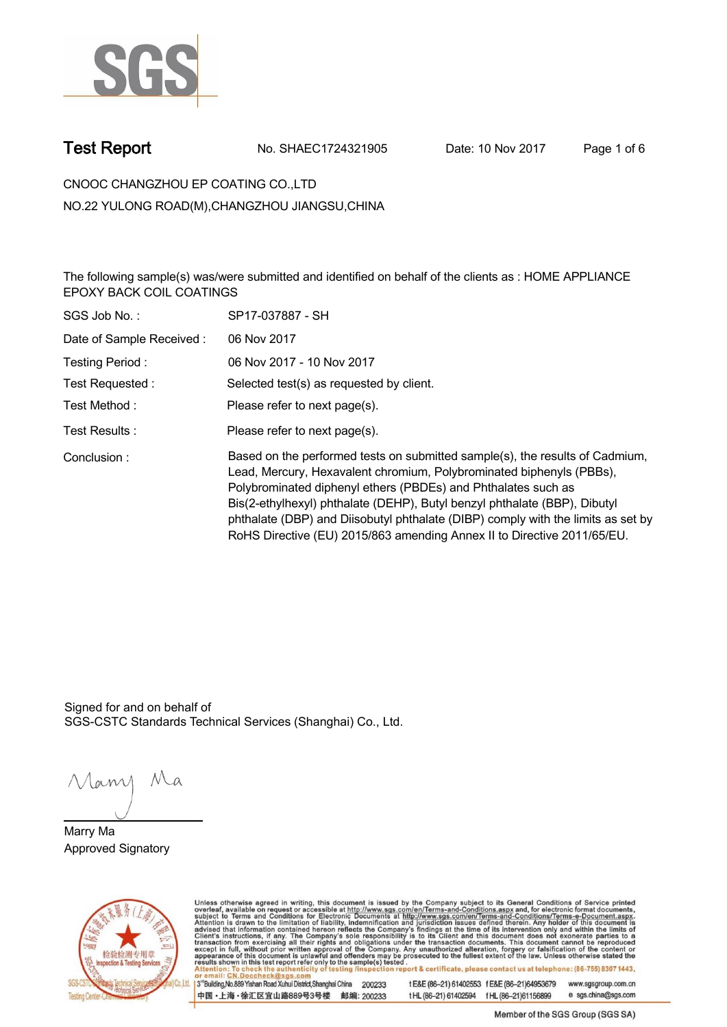# Test Report

No. SHAEC1724321905 Date: 10 Nov 2017

CNOOC CHANGZHOU EP COATING CO.,LTD

NO.22 YULONG ROAD(M),CHANGZHOU JIANGSU,CHINA

The following sample(s) was/were submitted and identified on behalf of the clients as : HOME APPLIANCE EPOXY BACK COIL COATINGS

| | |
|---|---|
| SGS Job No. : | SP17-037887 - SH |
| Date of Sample Received : | 06 Nov 2017 |
| Testing Period : | 06 Nov 2017 - 10 Nov 2017 |
| Test Requested : | Selected test(s) as requested by client. |
| Test Method : | Please refer to next page(s). |
| Test Results : | Please refer to next page(s). |
| Conclusion : | Based on the performed tests on submitted sample(s), the results of Cadmium, Lead, Mercury, Hexavalent chromium, Polybrominated biphenyls (PBBs), Polybrominated diphenyl ethers (PBDEs) and Phthalates such as Bis(2-ethylhexyl) phthalate (DEHP), Butyl benzyl phthalate (BBP), Dibutyl phthalate (DBP) and Diisobutyl phthalate (DIBP) comply with the limits as set by RoHS Directive (EU) 2015/863 amending Annex II to Directive 2011/65/EU. |

Signed for and on behalf of
SGS-CSTC Standards Technical Services (Shanghai) Co., Ltd.

Marry Ma
Approved Signatory

Unless otherwise agreed in writing, this document is issued by the Company subject to its General Conditions of Service printed overleaf, available on request or accessible at http://www.sgs.com/en/Terms-and-Conditions.aspx and, for electronic format documents, subject to Terms and Conditions for Electronic Documents at http://www.sgs.com/en/Terms-and-Conditions/Terms-e-Document.aspx. Attention is drawn to the limitation of liability, indemnification and jurisdiction issues defined therein. Any holder of this document is advised that information contained hereon reflects the Company's findings at the time of its intervention only and within the limits of Client's instructions, if any. The Company's sole responsibility is to its Client and this document does not exonerate parties to a transaction from exercising all their rights and obligations under the transaction documents. This document cannot be reproduced except in full, without prior written approval of the Company. Any unauthorized alteration, forgery or falsification of the content or appearance of this document is unlawful and offenders may be prosecuted to the fullest extent of the law. Unless otherwise stated the results shown in this test report refer only to the sample(s) tested.

Attention: To check the authenticity of testing /inspection report & certificate, please contact us at telephone: (86-755) 8307 1443, or email: CN.Doccheck@sgs.com

3rd Building,No.889 Yishan Road Xuhui District,Shanghai China 200233 t E&E (86–21) 61402553 f E&E (86–21)64953679 www.sgsgroup.com.cn

中国・上海・徐汇区宜山路889号3号楼 邮编: 200233 t HL (86–21) 61402594 f HL (86–21)61156899 e sgs.china@sgs.com

Member of the SGS Group (SGS SA)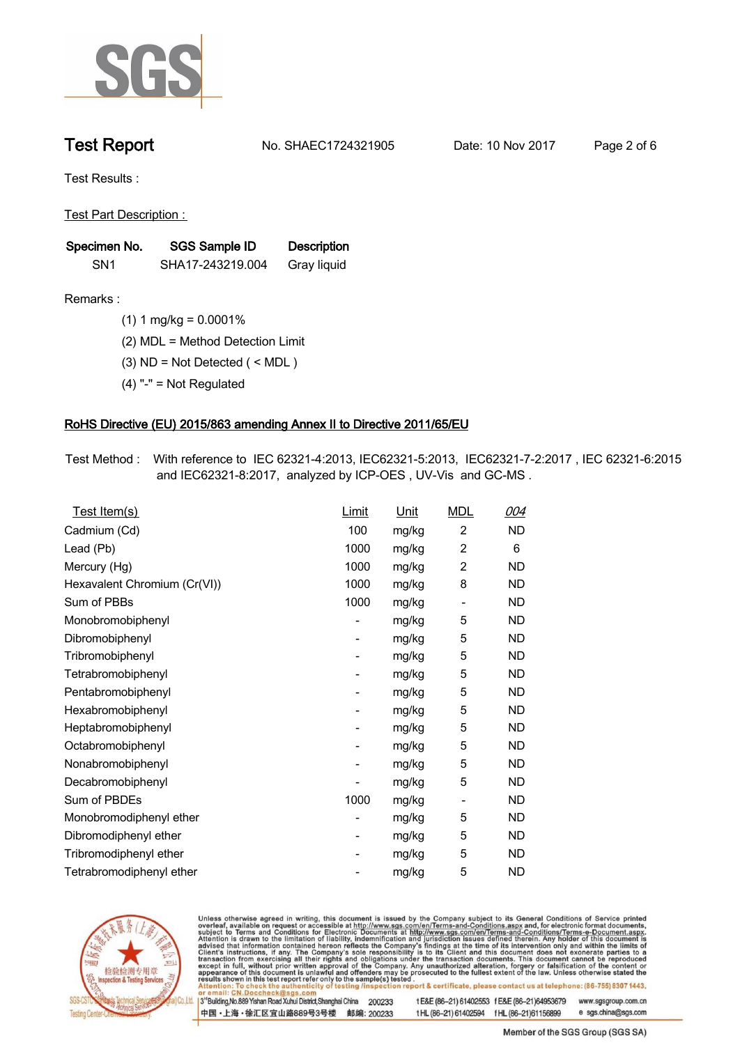**Test Report** No. SHAEC1724321905 Date: 10 Nov 2017

Test Results :

Test Part Description :

| Specimen No. | SGS Sample ID | Description |
|---|---|---|
| SN1 | SHA17-243219.004 | Gray liquid |

Remarks :

(1) 1 mg/kg = 0.0001%

(2) MDL = Method Detection Limit

(3) ND = Not Detected ( < MDL )

(4) "-" = Not Regulated

## RoHS Directive (EU) 2015/863 amending Annex II to Directive 2011/65/EU

Test Method : With reference to IEC 62321-4:2013, IEC62321-5:2013, IEC62321-7-2:2017 , IEC 62321-6:2015 and IEC62321-8:2017, analyzed by ICP-OES , UV-Vis and GC-MS .

| Test Item(s) | Limit | Unit | MDL | 004 |
|---|---|---|---|---|
| Cadmium (Cd) | 100 | mg/kg | 2 | ND |
| Lead (Pb) | 1000 | mg/kg | 2 | 6 |
| Mercury (Hg) | 1000 | mg/kg | 2 | ND |
| Hexavalent Chromium (Cr(VI)) | 1000 | mg/kg | 8 | ND |
| Sum of PBBs | 1000 | mg/kg | - | ND |
| Monobromobiphenyl | - | mg/kg | 5 | ND |
| Dibromobiphenyl | - | mg/kg | 5 | ND |
| Tribromobiphenyl | - | mg/kg | 5 | ND |
| Tetrabromobiphenyl | - | mg/kg | 5 | ND |
| Pentabromobiphenyl | - | mg/kg | 5 | ND |
| Hexabromobiphenyl | - | mg/kg | 5 | ND |
| Heptabromobiphenyl | - | mg/kg | 5 | ND |
| Octabromobiphenyl | - | mg/kg | 5 | ND |
| Nonabromobiphenyl | - | mg/kg | 5 | ND |
| Decabromobiphenyl | - | mg/kg | 5 | ND |
| Sum of PBDEs | 1000 | mg/kg | - | ND |
| Monobromodiphenyl ether | - | mg/kg | 5 | ND |
| Dibromodiphenyl ether | - | mg/kg | 5 | ND |
| Tribromodiphenyl ether | - | mg/kg | 5 | ND |
| Tetrabromodiphenyl ether | - | mg/kg | 5 | ND |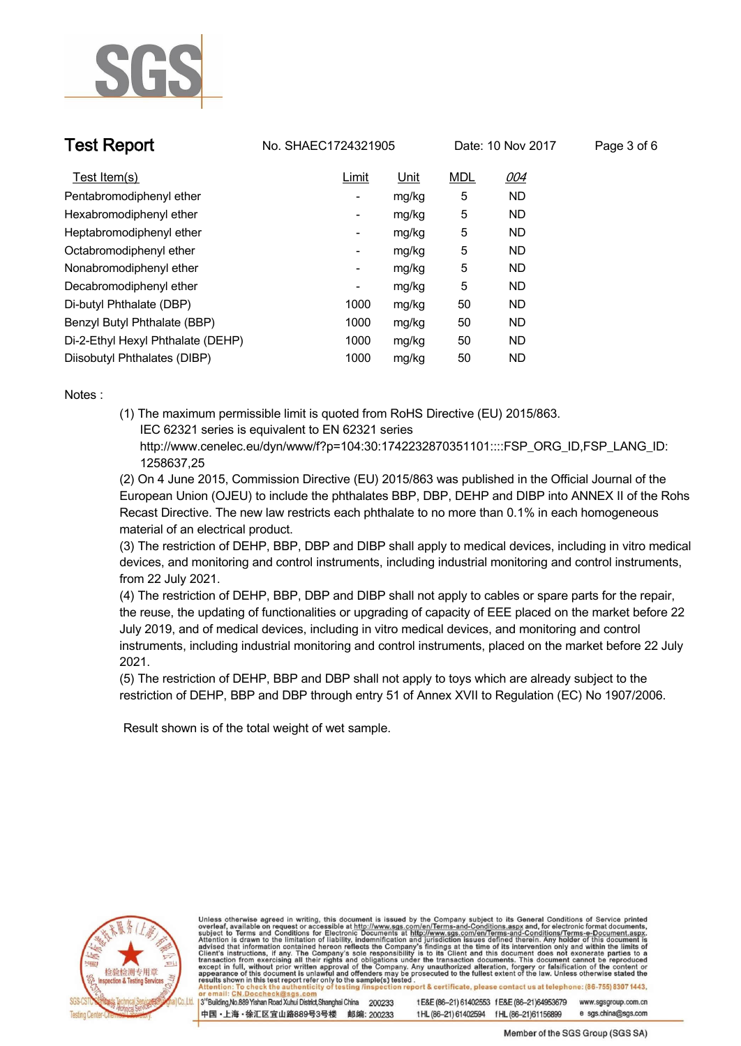## Test Report

No. SHAEC1724321905 Date: 10 Nov 2017

| Test Item(s) | Limit | Unit | MDL | *004* |
|---|---|---|---|---|
| Pentabromodiphenyl ether | - | mg/kg | 5 | ND |
| Hexabromodiphenyl ether | - | mg/kg | 5 | ND |
| Heptabromodiphenyl ether | - | mg/kg | 5 | ND |
| Octabromodiphenyl ether | - | mg/kg | 5 | ND |
| Nonabromodiphenyl ether | - | mg/kg | 5 | ND |
| Decabromodiphenyl ether | - | mg/kg | 5 | ND |
| Di-butyl Phthalate (DBP) | 1000 | mg/kg | 50 | ND |
| Benzyl Butyl Phthalate (BBP) | 1000 | mg/kg | 50 | ND |
| Di-2-Ethyl Hexyl Phthalate (DEHP) | 1000 | mg/kg | 50 | ND |
| Diisobutyl Phthalates (DIBP) | 1000 | mg/kg | 50 | ND |

Notes :

(1) The maximum permissible limit is quoted from RoHS Directive (EU) 2015/863.
IEC 62321 series is equivalent to EN 62321 series
http://www.cenelec.eu/dyn/www/f?p=104:30:1742232870351101::::FSP_ORG_ID,FSP_LANG_ID:1258637,25

(2) On 4 June 2015, Commission Directive (EU) 2015/863 was published in the Official Journal of the European Union (OJEU) to include the phthalates BBP, DBP, DEHP and DIBP into ANNEX II of the Rohs Recast Directive. The new law restricts each phthalate to no more than 0.1% in each homogeneous material of an electrical product.

(3) The restriction of DEHP, BBP, DBP and DIBP shall apply to medical devices, including in vitro medical devices, and monitoring and control instruments, including industrial monitoring and control instruments, from 22 July 2021.

(4) The restriction of DEHP, BBP, DBP and DIBP shall not apply to cables or spare parts for the repair, the reuse, the updating of functionalities or upgrading of capacity of EEE placed on the market before 22 July 2019, and of medical devices, including in vitro medical devices, and monitoring and control instruments, including industrial monitoring and control instruments, placed on the market before 22 July 2021.

(5) The restriction of DEHP, BBP and DBP shall not apply to toys which are already subject to the restriction of DEHP, BBP and DBP through entry 51 of Annex XVII to Regulation (EC) No 1907/2006.

Result shown is of the total weight of wet sample.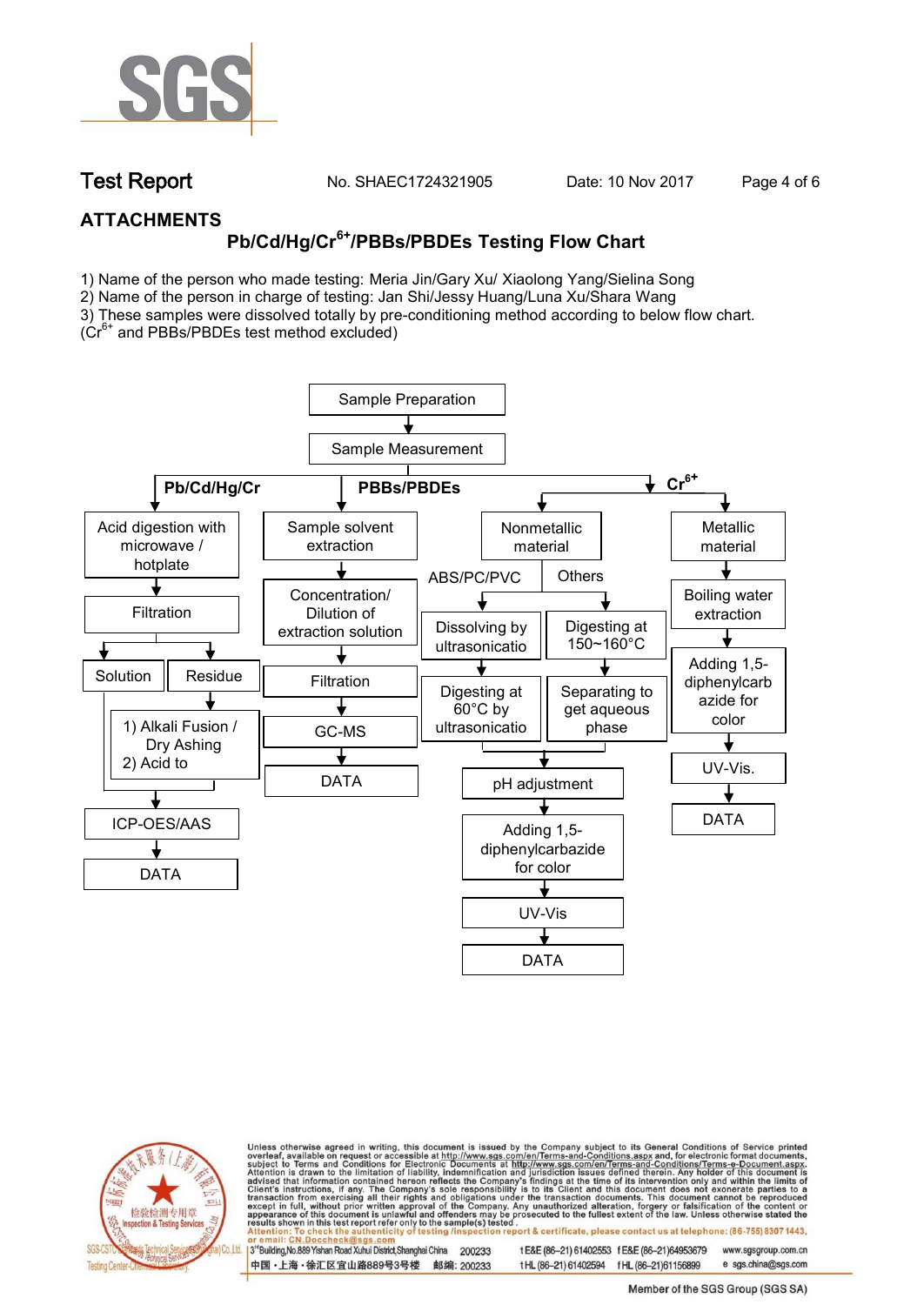## ATTACHMENTS

### Pb/Cd/Hg/$Cr^{6+}$/PBBs/PBDEs Testing Flow Chart

1) Name of the person who made testing: Meria Jin/Gary Xu/ Xiaolong Yang/Sielina Song
2) Name of the person in charge of testing: Jan Shi/Jessy Huang/Luna Xu/Shara Wang
3) These samples were dissolved totally by pre-conditioning method according to below flow chart. ($Cr^{6+}$ and PBBs/PBDEs test method excluded)

Sample Preparation → Sample Measurement

**Pb/Cd/Hg/Cr**
- Acid digestion with microwave / hotplate
- Filtration
- Solution / Residue
  - Residue → 1) Alkali Fusion / Dry Ashing 2) Acid to
- ICP-OES/AAS
- DATA

**PBBs/PBDEs**
- Sample solvent extraction
- Concentration/ Dilution of extraction solution
- Filtration
- GC-MS
- DATA

**$Cr^{6+}$**
- Nonmetallic material
  - ABS/PC/PVC: Dissolving by ultrasonicatio → Digesting at 60°C by ultrasonicatio
  - Others: Digesting at 150~160°C → Separating to get aqueous phase
  - pH adjustment
  - Adding 1,5-diphenylcarbazide for color
  - UV-Vis
  - DATA
- Metallic material
  - Boiling water extraction
  - Adding 1,5-diphenylcarbazide for color
  - UV-Vis.
  - DATA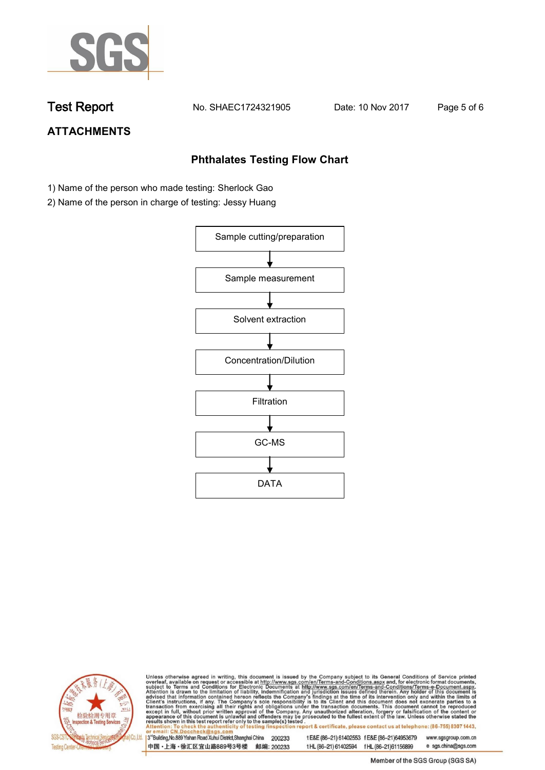## Test Report

No. SHAEC1724321905 Date: 10 Nov 2017

## ATTACHMENTS

### Phthalates Testing Flow Chart

1) Name of the person who made testing: Sherlock Gao
2) Name of the person in charge of testing: Jessy Huang

Sample cutting/preparation

↓

Sample measurement

↓

Solvent extraction

↓

Concentration/Dilution

↓

Filtration

↓

GC-MS

↓

DATA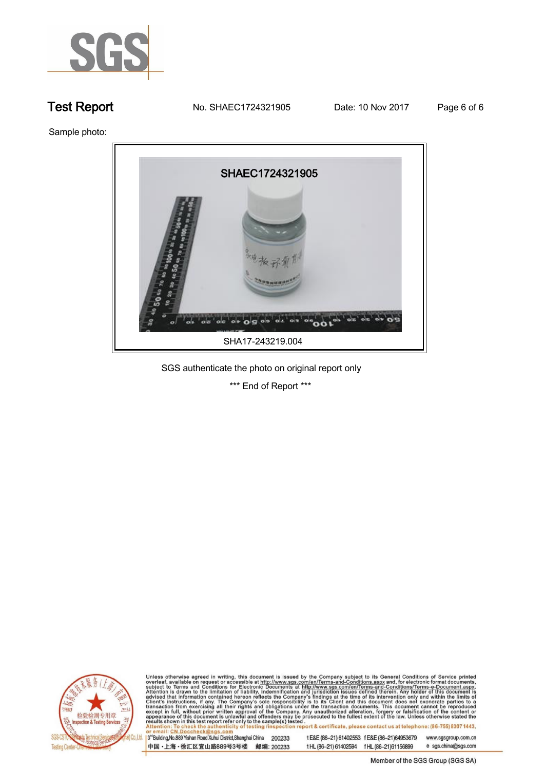**Test Report** No. SHAEC1724321905 Date: 10 Nov 2017

Sample photo:

SHAEC1724321905

SHA17-243219.004

SGS authenticate the photo on original report only

*** End of Report ***

Unless otherwise agreed in writing, this document is issued by the Company subject to its General Conditions of Service printed overleaf, available on request or accessible at http://www.sgs.com/en/Terms-and-Conditions.aspx and, for electronic format documents, subject to Terms and Conditions for Electronic Documents at http://www.sgs.com/en/Terms-and-Conditions/Terms-e-Document.aspx. Attention is drawn to the limitation of liability, indemnification and jurisdiction issues defined therein. Any holder of this document is advised that information contained hereon reflects the Company's findings at the time of its intervention only and within the limits of Client's instructions, if any. The Company's sole responsibility is to its Client and this document does not exonerate parties to a transaction from exercising all their rights and obligations under the transaction documents. This document cannot be reproduced except in full, without prior written approval of the Company. Any unauthorized alteration, forgery or falsification of the content or appearance of this document is unlawful and offenders may be prosecuted to the fullest extent of the law. Unless otherwise stated the results shown in this test report refer only to the sample(s) tested.
Attention: To check the authenticity of testing /inspection report & certificate, please contact us at telephone: (86-755) 8307 1443, or email: CN.Doccheck@sgs.com

3rd Building, No.889 Yishan Road Xuhui District, Shanghai China 200233 t E&E (86–21) 61402553 f E&E (86–21)64953679 www.sgsgroup.com.cn
中国・上海・徐汇区宜山路889号3号楼 邮编: 200233 t HL (86–21) 61402594 f HL (86–21)61156899 e sgs.china@sgs.com

Member of the SGS Group (SGS SA)